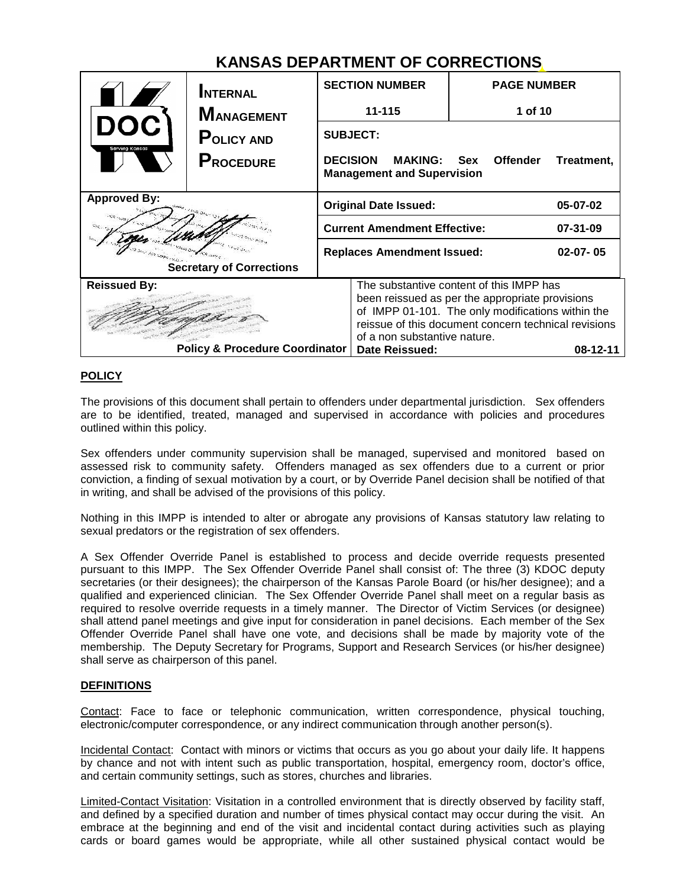# KANSAS DEPARTMENT OF CORRECTIONS

| INTERNAL MANAGEMENT POLICY AND PROCEDURE | SECTION NUMBER | PAGE NUMBER |
|---|---|---|
| | 11-115 | 1 of 10 |
| | SUBJECT: DECISION MAKING: Sex Offender Treatment, Management and Supervision | |

| Approved By: | | |
|---|---|---|
| Secretary of Corrections | Original Date Issued: | 05-07-02 |
| | Current Amendment Effective: | 07-31-09 |
| | Replaces Amendment Issued: | 02-07-05 |

| Reissued By: | |
|---|---|
| Policy & Procedure Coordinator | The substantive content of this IMPP has been reissued as per the appropriate provisions of IMPP 01-101. The only modifications within the reissue of this document concern technical revisions of a non substantive nature. |
| | Date Reissued: 08-12-11 |

## POLICY

The provisions of this document shall pertain to offenders under departmental jurisdiction. Sex offenders are to be identified, treated, managed and supervised in accordance with policies and procedures outlined within this policy.

Sex offenders under community supervision shall be managed, supervised and monitored based on assessed risk to community safety. Offenders managed as sex offenders due to a current or prior conviction, a finding of sexual motivation by a court, or by Override Panel decision shall be notified of that in writing, and shall be advised of the provisions of this policy.

Nothing in this IMPP is intended to alter or abrogate any provisions of Kansas statutory law relating to sexual predators or the registration of sex offenders.

A Sex Offender Override Panel is established to process and decide override requests presented pursuant to this IMPP. The Sex Offender Override Panel shall consist of: The three (3) KDOC deputy secretaries (or their designees); the chairperson of the Kansas Parole Board (or his/her designee); and a qualified and experienced clinician. The Sex Offender Override Panel shall meet on a regular basis as required to resolve override requests in a timely manner. The Director of Victim Services (or designee) shall attend panel meetings and give input for consideration in panel decisions. Each member of the Sex Offender Override Panel shall have one vote, and decisions shall be made by majority vote of the membership. The Deputy Secretary for Programs, Support and Research Services (or his/her designee) shall serve as chairperson of this panel.

## DEFINITIONS

Contact: Face to face or telephonic communication, written correspondence, physical touching, electronic/computer correspondence, or any indirect communication through another person(s).

Incidental Contact: Contact with minors or victims that occurs as you go about your daily life. It happens by chance and not with intent such as public transportation, hospital, emergency room, doctor's office, and certain community settings, such as stores, churches and libraries.

Limited-Contact Visitation: Visitation in a controlled environment that is directly observed by facility staff, and defined by a specified duration and number of times physical contact may occur during the visit. An embrace at the beginning and end of the visit and incidental contact during activities such as playing cards or board games would be appropriate, while all other sustained physical contact would be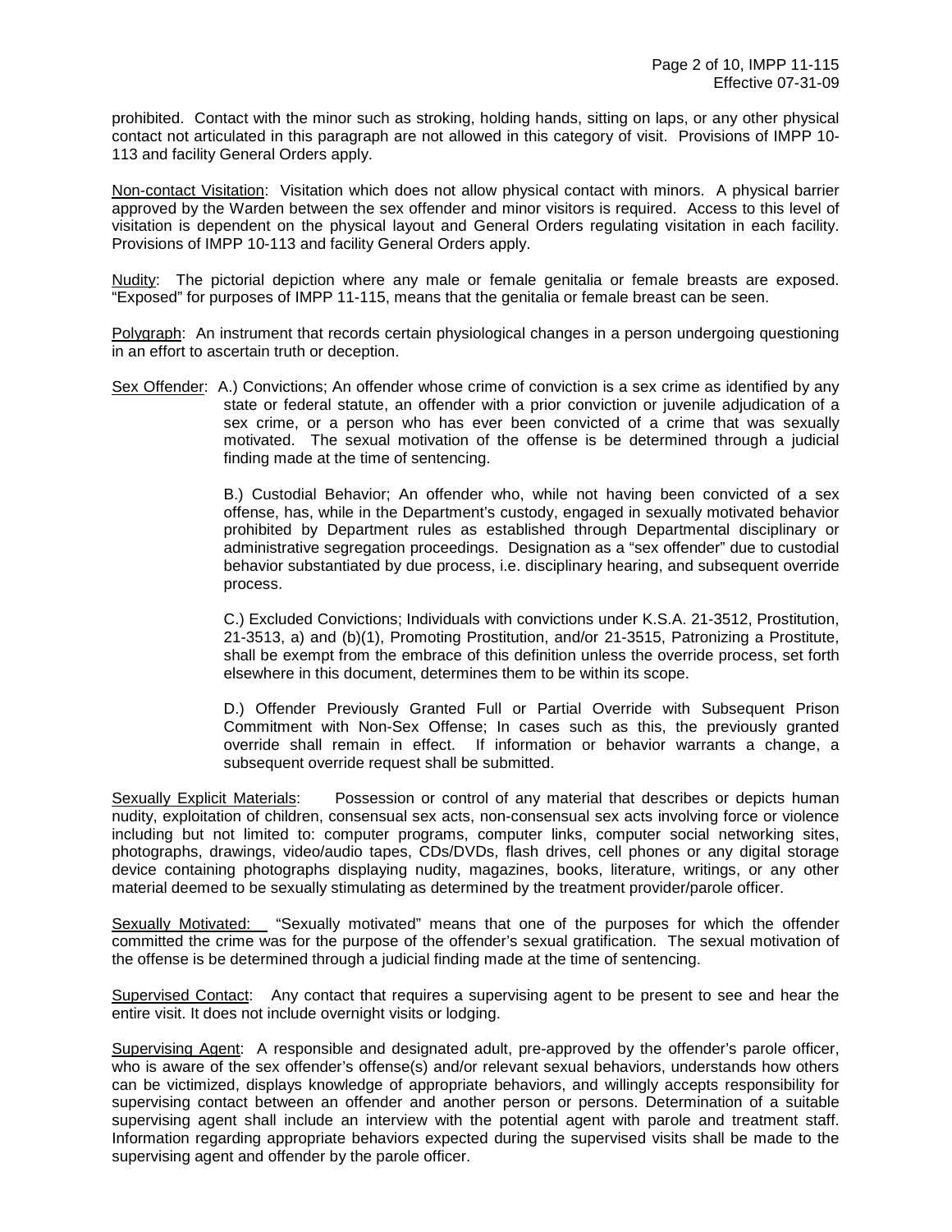prohibited. Contact with the minor such as stroking, holding hands, sitting on laps, or any other physical contact not articulated in this paragraph are not allowed in this category of visit. Provisions of IMPP 10-113 and facility General Orders apply.

Non-contact Visitation: Visitation which does not allow physical contact with minors. A physical barrier approved by the Warden between the sex offender and minor visitors is required. Access to this level of visitation is dependent on the physical layout and General Orders regulating visitation in each facility. Provisions of IMPP 10-113 and facility General Orders apply.

Nudity: The pictorial depiction where any male or female genitalia or female breasts are exposed. "Exposed" for purposes of IMPP 11-115, means that the genitalia or female breast can be seen.

Polygraph: An instrument that records certain physiological changes in a person undergoing questioning in an effort to ascertain truth or deception.

Sex Offender: A.) Convictions; An offender whose crime of conviction is a sex crime as identified by any state or federal statute, an offender with a prior conviction or juvenile adjudication of a sex crime, or a person who has ever been convicted of a crime that was sexually motivated. The sexual motivation of the offense is be determined through a judicial finding made at the time of sentencing.

B.) Custodial Behavior; An offender who, while not having been convicted of a sex offense, has, while in the Department's custody, engaged in sexually motivated behavior prohibited by Department rules as established through Departmental disciplinary or administrative segregation proceedings. Designation as a "sex offender" due to custodial behavior substantiated by due process, i.e. disciplinary hearing, and subsequent override process.

C.) Excluded Convictions; Individuals with convictions under K.S.A. 21-3512, Prostitution, 21-3513, a) and (b)(1), Promoting Prostitution, and/or 21-3515, Patronizing a Prostitute, shall be exempt from the embrace of this definition unless the override process, set forth elsewhere in this document, determines them to be within its scope.

D.) Offender Previously Granted Full or Partial Override with Subsequent Prison Commitment with Non-Sex Offense; In cases such as this, the previously granted override shall remain in effect. If information or behavior warrants a change, a subsequent override request shall be submitted.

Sexually Explicit Materials: Possession or control of any material that describes or depicts human nudity, exploitation of children, consensual sex acts, non-consensual sex acts involving force or violence including but not limited to: computer programs, computer links, computer social networking sites, photographs, drawings, video/audio tapes, CDs/DVDs, flash drives, cell phones or any digital storage device containing photographs displaying nudity, magazines, books, literature, writings, or any other material deemed to be sexually stimulating as determined by the treatment provider/parole officer.

Sexually Motivated: "Sexually motivated" means that one of the purposes for which the offender committed the crime was for the purpose of the offender's sexual gratification. The sexual motivation of the offense is be determined through a judicial finding made at the time of sentencing.

Supervised Contact: Any contact that requires a supervising agent to be present to see and hear the entire visit. It does not include overnight visits or lodging.

Supervising Agent: A responsible and designated adult, pre-approved by the offender's parole officer, who is aware of the sex offender's offense(s) and/or relevant sexual behaviors, understands how others can be victimized, displays knowledge of appropriate behaviors, and willingly accepts responsibility for supervising contact between an offender and another person or persons. Determination of a suitable supervising agent shall include an interview with the potential agent with parole and treatment staff. Information regarding appropriate behaviors expected during the supervised visits shall be made to the supervising agent and offender by the parole officer.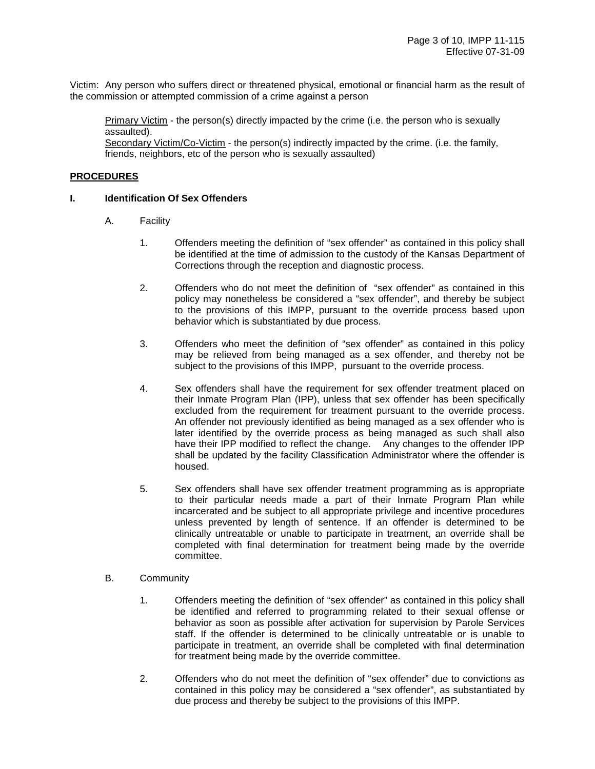Victim: Any person who suffers direct or threatened physical, emotional or financial harm as the result of the commission or attempted commission of a crime against a person

> Primary Victim - the person(s) directly impacted by the crime (i.e. the person who is sexually assaulted).
> Secondary Victim/Co-Victim - the person(s) indirectly impacted by the crime. (i.e. the family, friends, neighbors, etc of the person who is sexually assaulted)

## PROCEDURES

### I. Identification Of Sex Offenders

A. Facility

1. Offenders meeting the definition of "sex offender" as contained in this policy shall be identified at the time of admission to the custody of the Kansas Department of Corrections through the reception and diagnostic process.

2. Offenders who do not meet the definition of "sex offender" as contained in this policy may nonetheless be considered a "sex offender", and thereby be subject to the provisions of this IMPP, pursuant to the override process based upon behavior which is substantiated by due process.

3. Offenders who meet the definition of "sex offender" as contained in this policy may be relieved from being managed as a sex offender, and thereby not be subject to the provisions of this IMPP, pursuant to the override process.

4. Sex offenders shall have the requirement for sex offender treatment placed on their Inmate Program Plan (IPP), unless that sex offender has been specifically excluded from the requirement for treatment pursuant to the override process. An offender not previously identified as being managed as a sex offender who is later identified by the override process as being managed as such shall also have their IPP modified to reflect the change. Any changes to the offender IPP shall be updated by the facility Classification Administrator where the offender is housed.

5. Sex offenders shall have sex offender treatment programming as is appropriate to their particular needs made a part of their Inmate Program Plan while incarcerated and be subject to all appropriate privilege and incentive procedures unless prevented by length of sentence. If an offender is determined to be clinically untreatable or unable to participate in treatment, an override shall be completed with final determination for treatment being made by the override committee.

B. Community

1. Offenders meeting the definition of "sex offender" as contained in this policy shall be identified and referred to programming related to their sexual offense or behavior as soon as possible after activation for supervision by Parole Services staff. If the offender is determined to be clinically untreatable or is unable to participate in treatment, an override shall be completed with final determination for treatment being made by the override committee.

2. Offenders who do not meet the definition of "sex offender" due to convictions as contained in this policy may be considered a "sex offender", as substantiated by due process and thereby be subject to the provisions of this IMPP.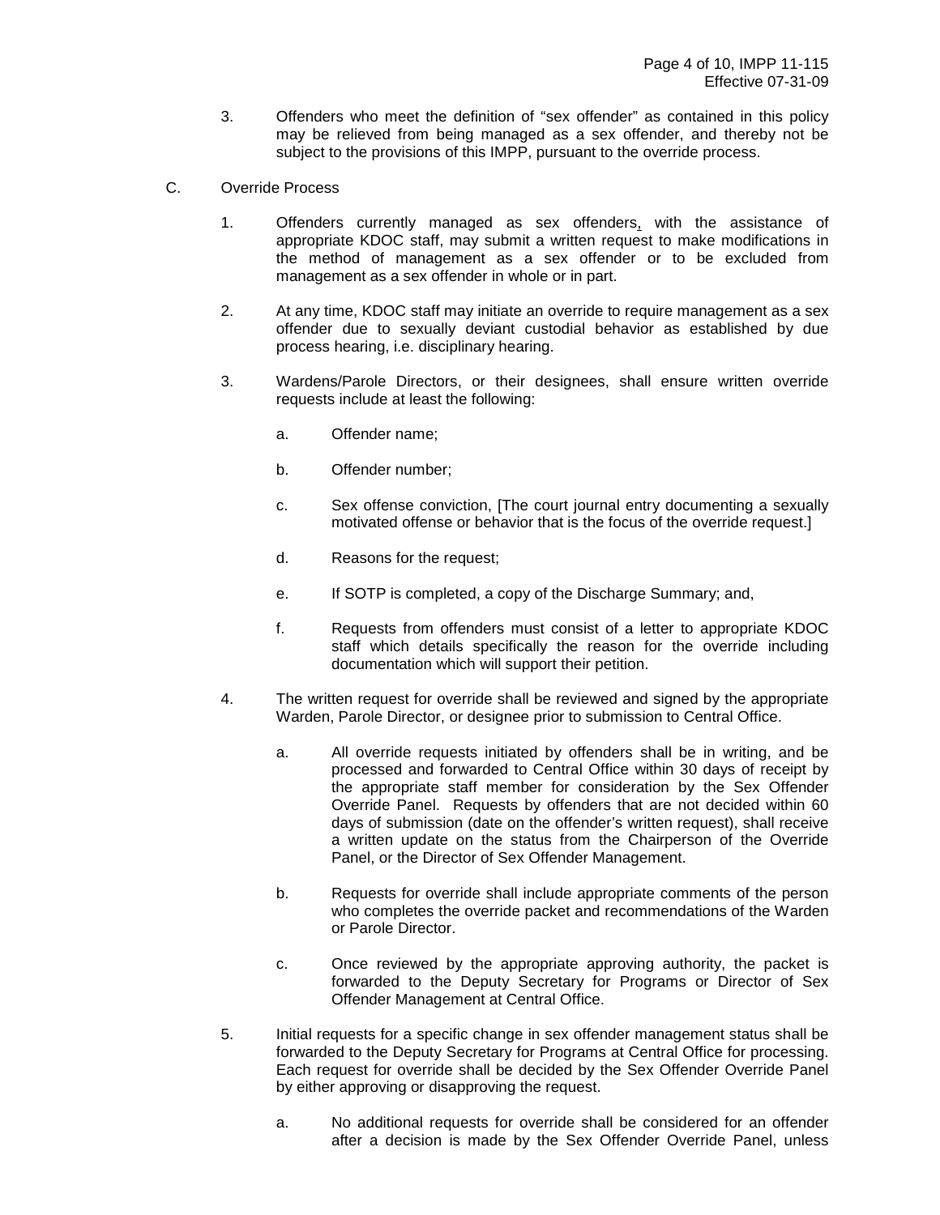3. Offenders who meet the definition of "sex offender" as contained in this policy may be relieved from being managed as a sex offender, and thereby not be subject to the provisions of this IMPP, pursuant to the override process.

C. Override Process

1. Offenders currently managed as sex offenders, with the assistance of appropriate KDOC staff, may submit a written request to make modifications in the method of management as a sex offender or to be excluded from management as a sex offender in whole or in part.

2. At any time, KDOC staff may initiate an override to require management as a sex offender due to sexually deviant custodial behavior as established by due process hearing, i.e. disciplinary hearing.

3. Wardens/Parole Directors, or their designees, shall ensure written override requests include at least the following:

   a. Offender name;

   b. Offender number;

   c. Sex offense conviction, [The court journal entry documenting a sexually motivated offense or behavior that is the focus of the override request.]

   d. Reasons for the request;

   e. If SOTP is completed, a copy of the Discharge Summary; and,

   f. Requests from offenders must consist of a letter to appropriate KDOC staff which details specifically the reason for the override including documentation which will support their petition.

4. The written request for override shall be reviewed and signed by the appropriate Warden, Parole Director, or designee prior to submission to Central Office.

   a. All override requests initiated by offenders shall be in writing, and be processed and forwarded to Central Office within 30 days of receipt by the appropriate staff member for consideration by the Sex Offender Override Panel. Requests by offenders that are not decided within 60 days of submission (date on the offender's written request), shall receive a written update on the status from the Chairperson of the Override Panel, or the Director of Sex Offender Management.

   b. Requests for override shall include appropriate comments of the person who completes the override packet and recommendations of the Warden or Parole Director.

   c. Once reviewed by the appropriate approving authority, the packet is forwarded to the Deputy Secretary for Programs or Director of Sex Offender Management at Central Office.

5. Initial requests for a specific change in sex offender management status shall be forwarded to the Deputy Secretary for Programs at Central Office for processing. Each request for override shall be decided by the Sex Offender Override Panel by either approving or disapproving the request.

   a. No additional requests for override shall be considered for an offender after a decision is made by the Sex Offender Override Panel, unless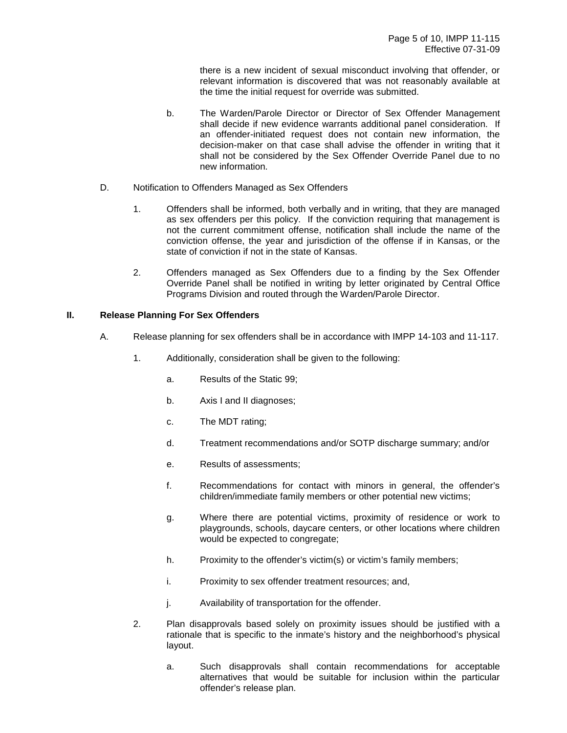there is a new incident of sexual misconduct involving that offender, or relevant information is discovered that was not reasonably available at the time the initial request for override was submitted.

b. The Warden/Parole Director or Director of Sex Offender Management shall decide if new evidence warrants additional panel consideration. If an offender-initiated request does not contain new information, the decision-maker on that case shall advise the offender in writing that it shall not be considered by the Sex Offender Override Panel due to no new information.

D. Notification to Offenders Managed as Sex Offenders

1. Offenders shall be informed, both verbally and in writing, that they are managed as sex offenders per this policy. If the conviction requiring that management is not the current commitment offense, notification shall include the name of the conviction offense, the year and jurisdiction of the offense if in Kansas, or the state of conviction if not in the state of Kansas.

2. Offenders managed as Sex Offenders due to a finding by the Sex Offender Override Panel shall be notified in writing by letter originated by Central Office Programs Division and routed through the Warden/Parole Director.

## II. Release Planning For Sex Offenders

A. Release planning for sex offenders shall be in accordance with IMPP 14-103 and 11-117.

1. Additionally, consideration shall be given to the following:

   a. Results of the Static 99;

   b. Axis I and II diagnoses;

   c. The MDT rating;

   d. Treatment recommendations and/or SOTP discharge summary; and/or

   e. Results of assessments;

   f. Recommendations for contact with minors in general, the offender's children/immediate family members or other potential new victims;

   g. Where there are potential victims, proximity of residence or work to playgrounds, schools, daycare centers, or other locations where children would be expected to congregate;

   h. Proximity to the offender's victim(s) or victim's family members;

   i. Proximity to sex offender treatment resources; and,

   j. Availability of transportation for the offender.

2. Plan disapprovals based solely on proximity issues should be justified with a rationale that is specific to the inmate's history and the neighborhood's physical layout.

   a. Such disapprovals shall contain recommendations for acceptable alternatives that would be suitable for inclusion within the particular offender's release plan.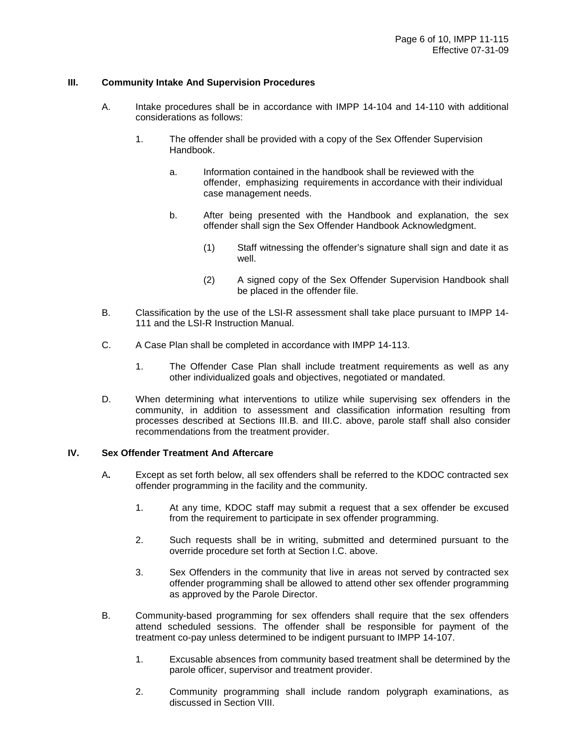## III. Community Intake And Supervision Procedures

A. Intake procedures shall be in accordance with IMPP 14-104 and 14-110 with additional considerations as follows:

1. The offender shall be provided with a copy of the Sex Offender Supervision Handbook.

    a. Information contained in the handbook shall be reviewed with the offender, emphasizing requirements in accordance with their individual case management needs.

    b. After being presented with the Handbook and explanation, the sex offender shall sign the Sex Offender Handbook Acknowledgment.

        (1) Staff witnessing the offender's signature shall sign and date it as well.

        (2) A signed copy of the Sex Offender Supervision Handbook shall be placed in the offender file.

B. Classification by the use of the LSI-R assessment shall take place pursuant to IMPP 14-111 and the LSI-R Instruction Manual.

C. A Case Plan shall be completed in accordance with IMPP 14-113.

1. The Offender Case Plan shall include treatment requirements as well as any other individualized goals and objectives, negotiated or mandated.

D. When determining what interventions to utilize while supervising sex offenders in the community, in addition to assessment and classification information resulting from processes described at Sections III.B. and III.C. above, parole staff shall also consider recommendations from the treatment provider.

## IV. Sex Offender Treatment And Aftercare

A. Except as set forth below, all sex offenders shall be referred to the KDOC contracted sex offender programming in the facility and the community.

1. At any time, KDOC staff may submit a request that a sex offender be excused from the requirement to participate in sex offender programming.

2. Such requests shall be in writing, submitted and determined pursuant to the override procedure set forth at Section I.C. above.

3. Sex Offenders in the community that live in areas not served by contracted sex offender programming shall be allowed to attend other sex offender programming as approved by the Parole Director.

B. Community-based programming for sex offenders shall require that the sex offenders attend scheduled sessions. The offender shall be responsible for payment of the treatment co-pay unless determined to be indigent pursuant to IMPP 14-107.

1. Excusable absences from community based treatment shall be determined by the parole officer, supervisor and treatment provider.

2. Community programming shall include random polygraph examinations, as discussed in Section VIII.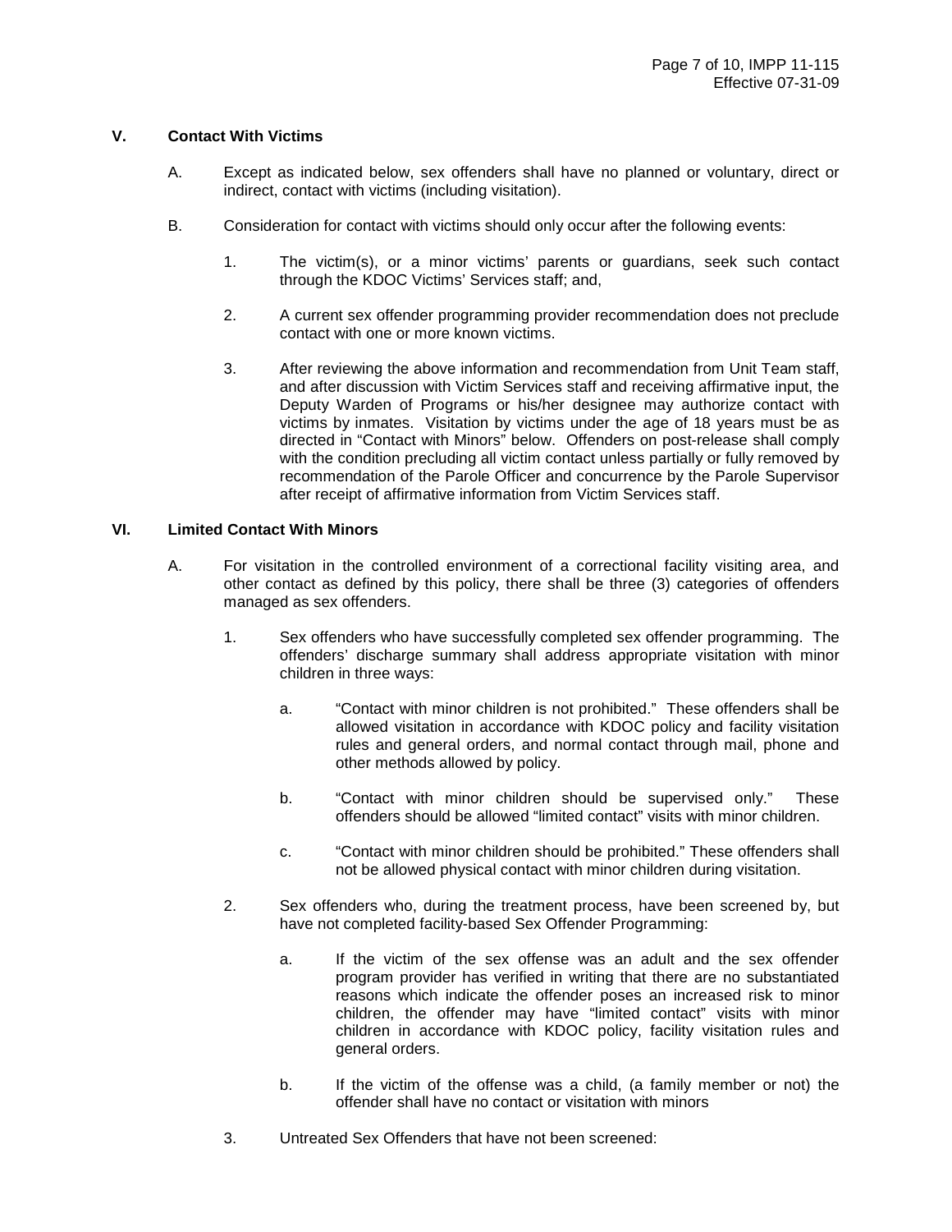## V. Contact With Victims

A. Except as indicated below, sex offenders shall have no planned or voluntary, direct or indirect, contact with victims (including visitation).

B. Consideration for contact with victims should only occur after the following events:

1. The victim(s), or a minor victims' parents or guardians, seek such contact through the KDOC Victims' Services staff; and,

2. A current sex offender programming provider recommendation does not preclude contact with one or more known victims.

3. After reviewing the above information and recommendation from Unit Team staff, and after discussion with Victim Services staff and receiving affirmative input, the Deputy Warden of Programs or his/her designee may authorize contact with victims by inmates. Visitation by victims under the age of 18 years must be as directed in "Contact with Minors" below. Offenders on post-release shall comply with the condition precluding all victim contact unless partially or fully removed by recommendation of the Parole Officer and concurrence by the Parole Supervisor after receipt of affirmative information from Victim Services staff.

## VI. Limited Contact With Minors

A. For visitation in the controlled environment of a correctional facility visiting area, and other contact as defined by this policy, there shall be three (3) categories of offenders managed as sex offenders.

1. Sex offenders who have successfully completed sex offender programming. The offenders' discharge summary shall address appropriate visitation with minor children in three ways:

   a. "Contact with minor children is not prohibited." These offenders shall be allowed visitation in accordance with KDOC policy and facility visitation rules and general orders, and normal contact through mail, phone and other methods allowed by policy.

   b. "Contact with minor children should be supervised only." These offenders should be allowed "limited contact" visits with minor children.

   c. "Contact with minor children should be prohibited." These offenders shall not be allowed physical contact with minor children during visitation.

2. Sex offenders who, during the treatment process, have been screened by, but have not completed facility-based Sex Offender Programming:

   a. If the victim of the sex offense was an adult and the sex offender program provider has verified in writing that there are no substantiated reasons which indicate the offender poses an increased risk to minor children, the offender may have "limited contact" visits with minor children in accordance with KDOC policy, facility visitation rules and general orders.

   b. If the victim of the offense was a child, (a family member or not) the offender shall have no contact or visitation with minors

3. Untreated Sex Offenders that have not been screened: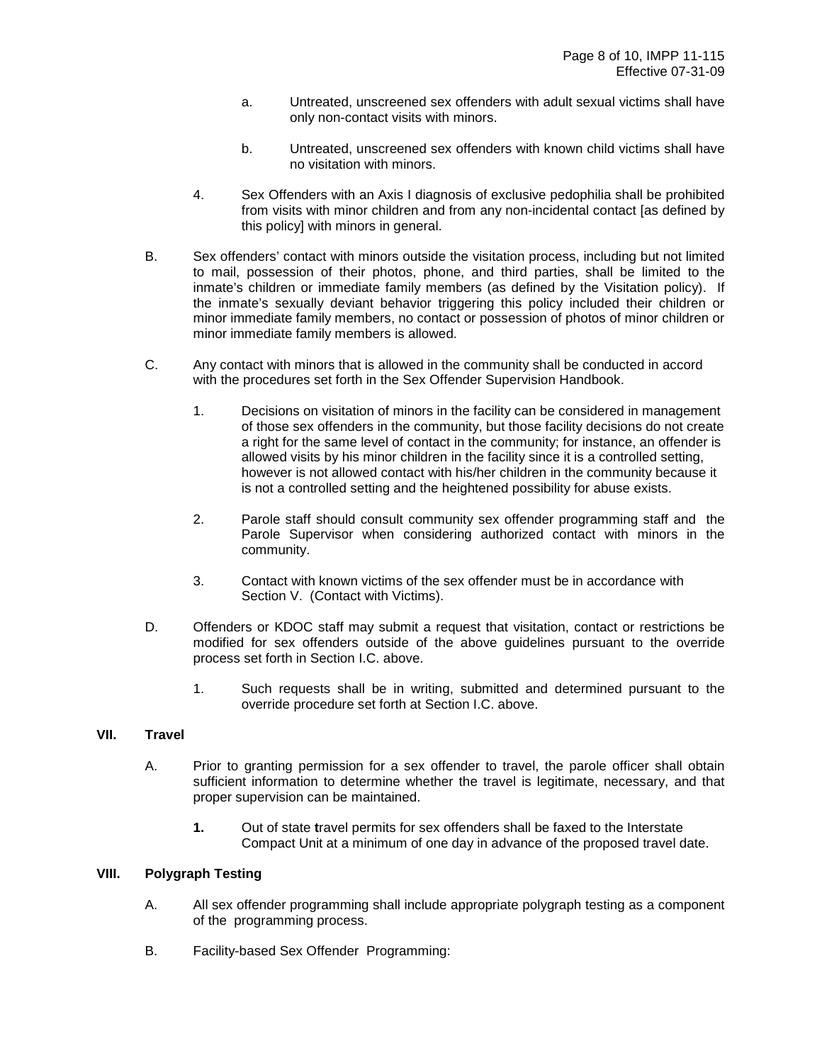a. Untreated, unscreened sex offenders with adult sexual victims shall have only non-contact visits with minors.

b. Untreated, unscreened sex offenders with known child victims shall have no visitation with minors.

4. Sex Offenders with an Axis I diagnosis of exclusive pedophilia shall be prohibited from visits with minor children and from any non-incidental contact [as defined by this policy] with minors in general.

B. Sex offenders' contact with minors outside the visitation process, including but not limited to mail, possession of their photos, phone, and third parties, shall be limited to the inmate's children or immediate family members (as defined by the Visitation policy). If the inmate's sexually deviant behavior triggering this policy included their children or minor immediate family members, no contact or possession of photos of minor children or minor immediate family members is allowed.

C. Any contact with minors that is allowed in the community shall be conducted in accord with the procedures set forth in the Sex Offender Supervision Handbook.

1. Decisions on visitation of minors in the facility can be considered in management of those sex offenders in the community, but those facility decisions do not create a right for the same level of contact in the community; for instance, an offender is allowed visits by his minor children in the facility since it is a controlled setting, however is not allowed contact with his/her children in the community because it is not a controlled setting and the heightened possibility for abuse exists.

2. Parole staff should consult community sex offender programming staff and the Parole Supervisor when considering authorized contact with minors in the community.

3. Contact with known victims of the sex offender must be in accordance with Section V. (Contact with Victims).

D. Offenders or KDOC staff may submit a request that visitation, contact or restrictions be modified for sex offenders outside of the above guidelines pursuant to the override process set forth in Section I.C. above.

1. Such requests shall be in writing, submitted and determined pursuant to the override procedure set forth at Section I.C. above.

## VII. Travel

A. Prior to granting permission for a sex offender to travel, the parole officer shall obtain sufficient information to determine whether the travel is legitimate, necessary, and that proper supervision can be maintained.

**1.** Out of state **t**ravel permits for sex offenders shall be faxed to the Interstate Compact Unit at a minimum of one day in advance of the proposed travel date.

## VIII. Polygraph Testing

A. All sex offender programming shall include appropriate polygraph testing as a component of the programming process.

B. Facility-based Sex Offender Programming: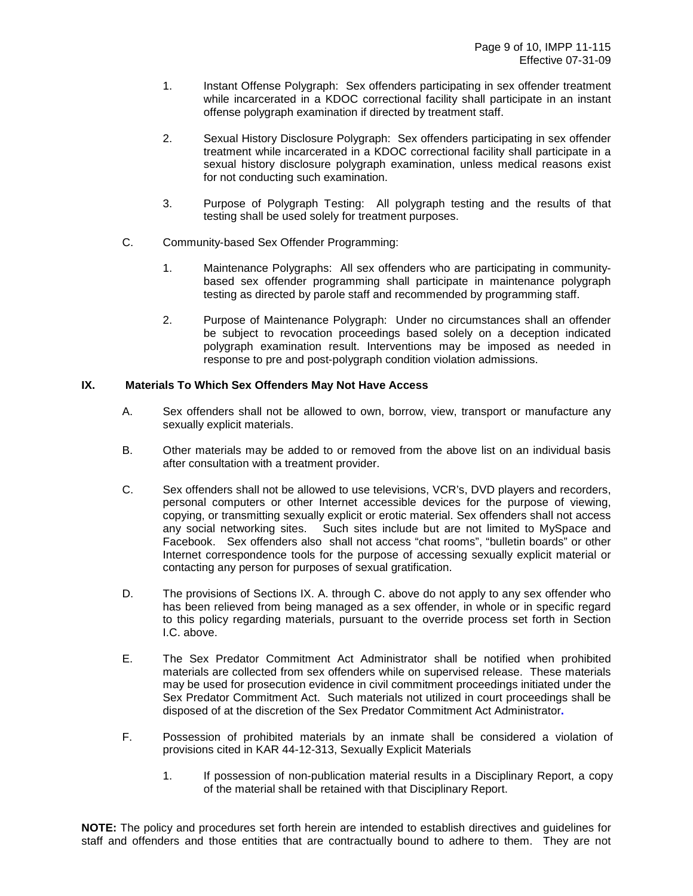1. Instant Offense Polygraph: Sex offenders participating in sex offender treatment while incarcerated in a KDOC correctional facility shall participate in an instant offense polygraph examination if directed by treatment staff.

2. Sexual History Disclosure Polygraph: Sex offenders participating in sex offender treatment while incarcerated in a KDOC correctional facility shall participate in a sexual history disclosure polygraph examination, unless medical reasons exist for not conducting such examination.

3. Purpose of Polygraph Testing: All polygraph testing and the results of that testing shall be used solely for treatment purposes.

C. Community-based Sex Offender Programming:

1. Maintenance Polygraphs: All sex offenders who are participating in community-based sex offender programming shall participate in maintenance polygraph testing as directed by parole staff and recommended by programming staff.

2. Purpose of Maintenance Polygraph: Under no circumstances shall an offender be subject to revocation proceedings based solely on a deception indicated polygraph examination result. Interventions may be imposed as needed in response to pre and post-polygraph condition violation admissions.

## IX. Materials To Which Sex Offenders May Not Have Access

A. Sex offenders shall not be allowed to own, borrow, view, transport or manufacture any sexually explicit materials.

B. Other materials may be added to or removed from the above list on an individual basis after consultation with a treatment provider.

C. Sex offenders shall not be allowed to use televisions, VCR's, DVD players and recorders, personal computers or other Internet accessible devices for the purpose of viewing, copying, or transmitting sexually explicit or erotic material. Sex offenders shall not access any social networking sites. Such sites include but are not limited to MySpace and Facebook. Sex offenders also shall not access "chat rooms", "bulletin boards" or other Internet correspondence tools for the purpose of accessing sexually explicit material or contacting any person for purposes of sexual gratification.

D. The provisions of Sections IX. A. through C. above do not apply to any sex offender who has been relieved from being managed as a sex offender, in whole or in specific regard to this policy regarding materials, pursuant to the override process set forth in Section I.C. above.

E. The Sex Predator Commitment Act Administrator shall be notified when prohibited materials are collected from sex offenders while on supervised release. These materials may be used for prosecution evidence in civil commitment proceedings initiated under the Sex Predator Commitment Act. Such materials not utilized in court proceedings shall be disposed of at the discretion of the Sex Predator Commitment Act Administrator.

F. Possession of prohibited materials by an inmate shall be considered a violation of provisions cited in KAR 44-12-313, Sexually Explicit Materials

1. If possession of non-publication material results in a Disciplinary Report, a copy of the material shall be retained with that Disciplinary Report.

**NOTE:** The policy and procedures set forth herein are intended to establish directives and guidelines for staff and offenders and those entities that are contractually bound to adhere to them. They are not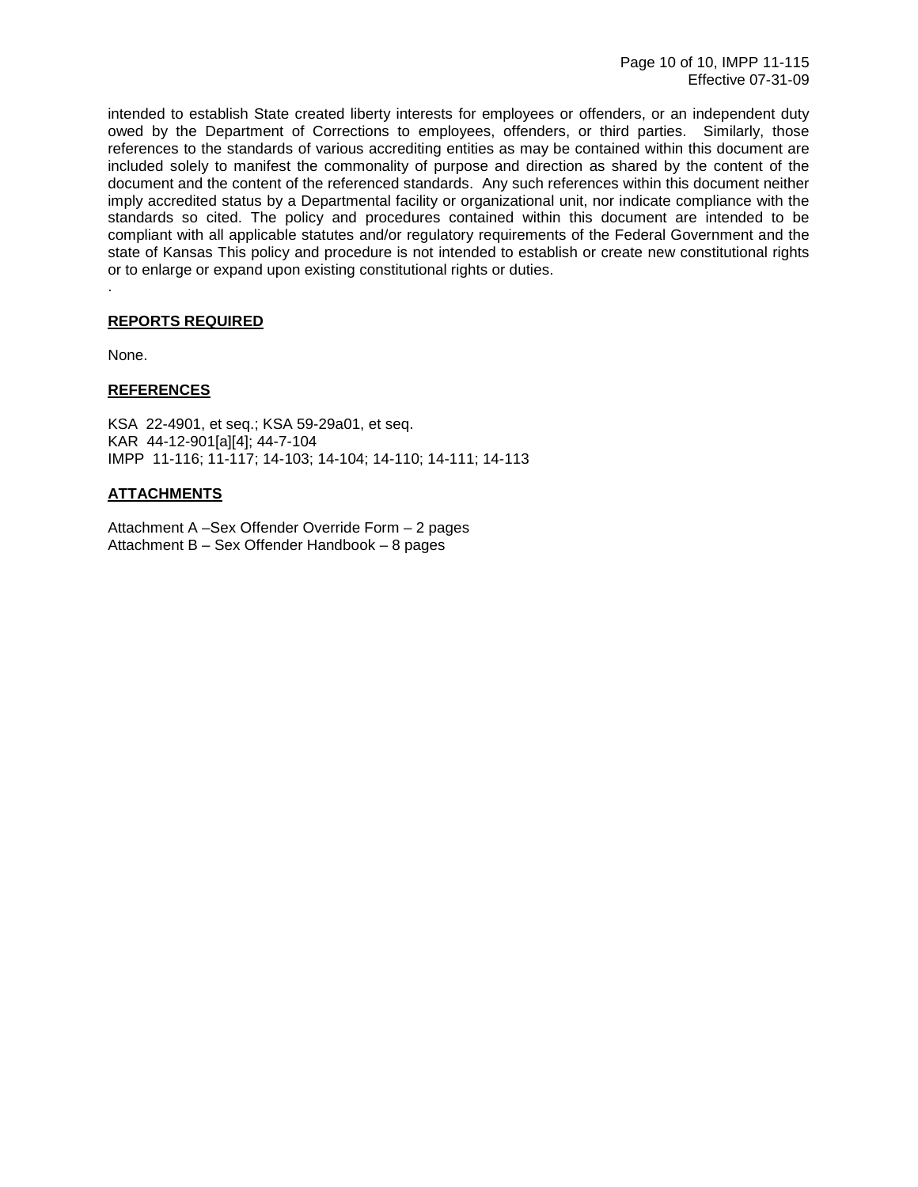intended to establish State created liberty interests for employees or offenders, or an independent duty owed by the Department of Corrections to employees, offenders, or third parties. Similarly, those references to the standards of various accrediting entities as may be contained within this document are included solely to manifest the commonality of purpose and direction as shared by the content of the document and the content of the referenced standards. Any such references within this document neither imply accredited status by a Departmental facility or organizational unit, nor indicate compliance with the standards so cited. The policy and procedures contained within this document are intended to be compliant with all applicable statutes and/or regulatory requirements of the Federal Government and the state of Kansas This policy and procedure is not intended to establish or create new constitutional rights or to enlarge or expand upon existing constitutional rights or duties.
.

**REPORTS REQUIRED**

None.

**REFERENCES**

KSA 22-4901, et seq.; KSA 59-29a01, et seq.
KAR 44-12-901[a][4]; 44-7-104
IMPP 11-116; 11-117; 14-103; 14-104; 14-110; 14-111; 14-113

**ATTACHMENTS**

Attachment A –Sex Offender Override Form – 2 pages
Attachment B – Sex Offender Handbook – 8 pages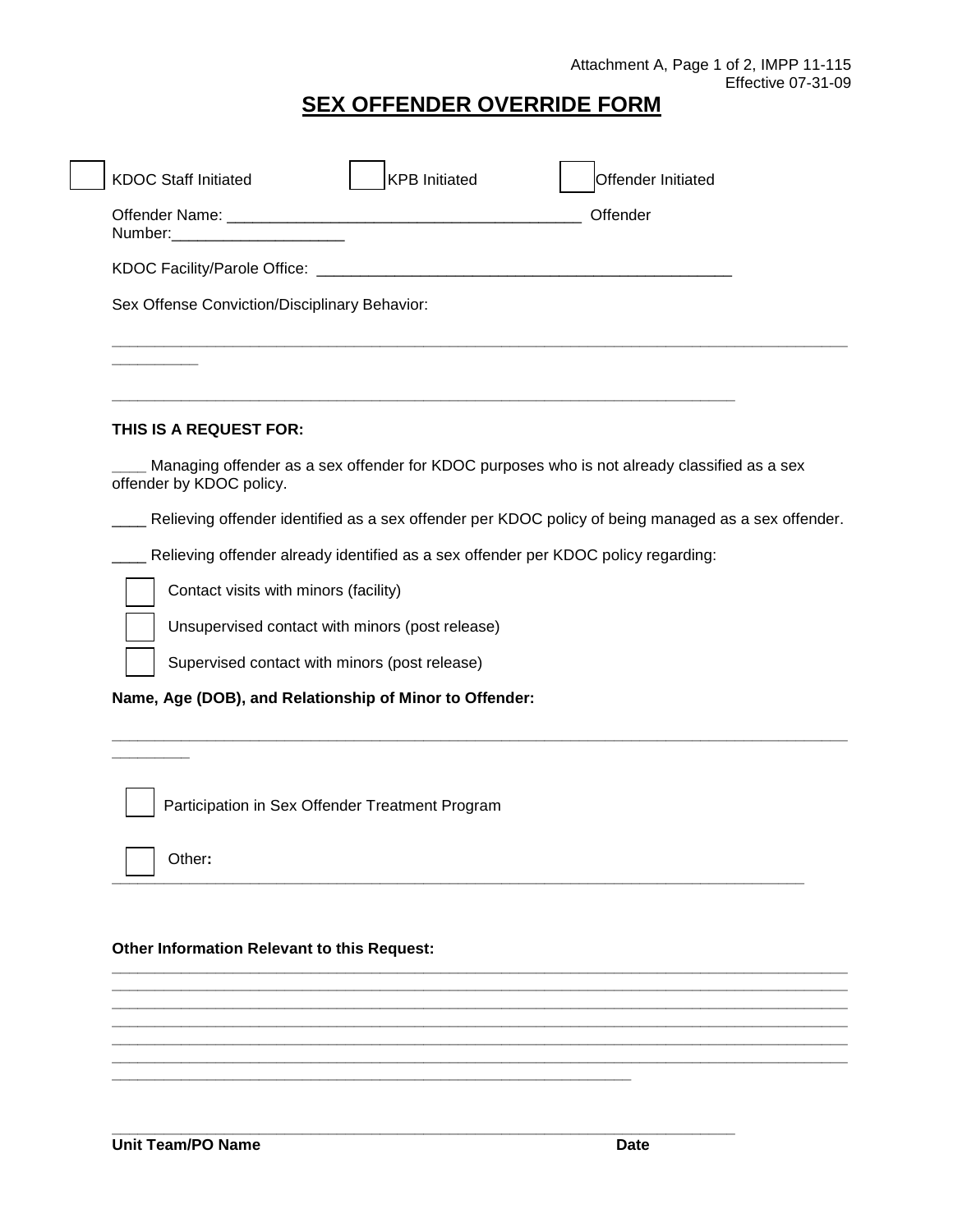Attachment A, Page 1 of 2, IMPP 11-115
Effective 07-31-09

# SEX OFFENDER OVERRIDE FORM

☐ KDOC Staff Initiated ☐ KPB Initiated ☐ Offender Initiated

Offender Name: ________________________________________ Offender Number:____________________

KDOC Facility/Parole Office: ________________________________________________

Sex Offense Conviction/Disciplinary Behavior:

_____________________________________________________________________________________________

___________________________________________________________________________

**THIS IS A REQUEST FOR:**

____ Managing offender as a sex offender for KDOC purposes who is not already classified as a sex offender by KDOC policy.

____ Relieving offender identified as a sex offender per KDOC policy of being managed as a sex offender.

____ Relieving offender already identified as a sex offender per KDOC policy regarding:

☐ Contact visits with minors (facility)

☐ Unsupervised contact with minors (post release)

☐ Supervised contact with minors (post release)

**Name, Age (DOB), and Relationship of Minor to Offender:**

_____________________________________________________________________________________________

☐ Participation in Sex Offender Treatment Program

☐ Other**:**
_________________________________________________________________________________

**Other Information Relevant to this Request:**

_____________________________________________________________________________________________
_____________________________________________________________________________________________
_____________________________________________________________________________________________
_____________________________________________________________________________________________
_____________________________________________________________________________________________
_____________________________________________________________________________________________
______________________________________________________________

___________________________________________________________________________

**Unit Team/PO Name** **Date**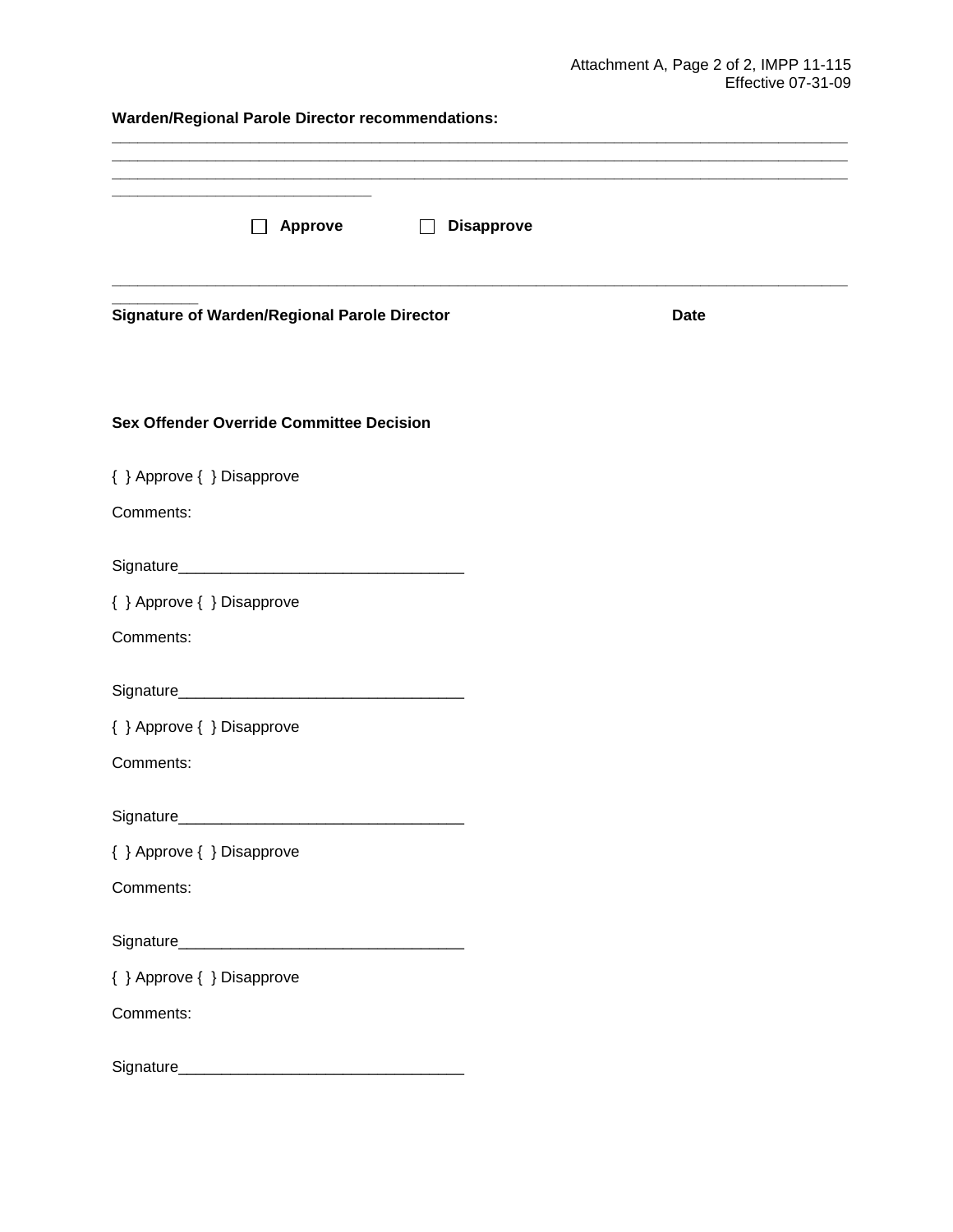**Warden/Regional Parole Director recommendations:**

\_\_\_\_\_\_\_\_\_\_\_\_\_\_\_\_\_\_\_\_\_\_\_\_\_\_\_\_\_\_\_\_\_\_\_\_\_\_\_\_\_\_\_\_\_\_\_\_\_\_\_\_\_\_\_\_\_\_\_\_\_\_\_\_\_\_\_\_\_\_\_\_\_\_\_\_\_\_
\_\_\_\_\_\_\_\_\_\_\_\_\_\_\_\_\_\_\_\_\_\_\_\_\_\_\_\_\_\_\_\_\_\_\_\_\_\_\_\_\_\_\_\_\_\_\_\_\_\_\_\_\_\_\_\_\_\_\_\_\_\_\_\_\_\_\_\_\_\_\_\_\_\_\_\_\_\_
\_\_\_\_\_\_\_\_\_\_\_\_\_\_\_\_\_\_\_\_\_\_\_\_\_\_\_\_\_\_\_\_\_\_\_\_\_\_\_\_\_\_\_\_\_\_\_\_\_\_\_\_\_\_\_\_\_\_\_\_\_\_\_\_\_\_\_\_\_\_\_\_\_\_\_\_\_\_
\_\_\_\_\_\_\_\_\_\_\_\_\_\_\_\_\_\_\_\_\_\_\_\_\_\_\_\_

☐ **Approve** ☐ **Disapprove**

\_\_\_\_\_\_\_\_\_\_\_\_\_\_\_\_\_\_\_\_\_\_\_\_\_\_\_\_\_\_\_\_\_\_\_\_\_\_\_\_\_\_\_\_\_\_\_\_\_\_\_\_\_\_\_\_\_\_\_\_\_\_\_\_\_\_\_\_\_\_\_\_\_\_\_\_\_\_\_\_\_\_\_\_\_\_\_\_
**Signature of Warden/Regional Parole Director** **Date**

**Sex Offender Override Committee Decision**

{ } Approve { } Disapprove

Comments:

Signature\_\_\_\_\_\_\_\_\_\_\_\_\_\_\_\_\_\_\_\_\_\_\_\_\_\_\_\_\_\_\_\_

{ } Approve { } Disapprove

Comments:

Signature\_\_\_\_\_\_\_\_\_\_\_\_\_\_\_\_\_\_\_\_\_\_\_\_\_\_\_\_\_\_\_\_

{ } Approve { } Disapprove

Comments:

Signature\_\_\_\_\_\_\_\_\_\_\_\_\_\_\_\_\_\_\_\_\_\_\_\_\_\_\_\_\_\_\_\_

{ } Approve { } Disapprove

Comments:

Signature\_\_\_\_\_\_\_\_\_\_\_\_\_\_\_\_\_\_\_\_\_\_\_\_\_\_\_\_\_\_\_\_

{ } Approve { } Disapprove

Comments:

Signature\_\_\_\_\_\_\_\_\_\_\_\_\_\_\_\_\_\_\_\_\_\_\_\_\_\_\_\_\_\_\_\_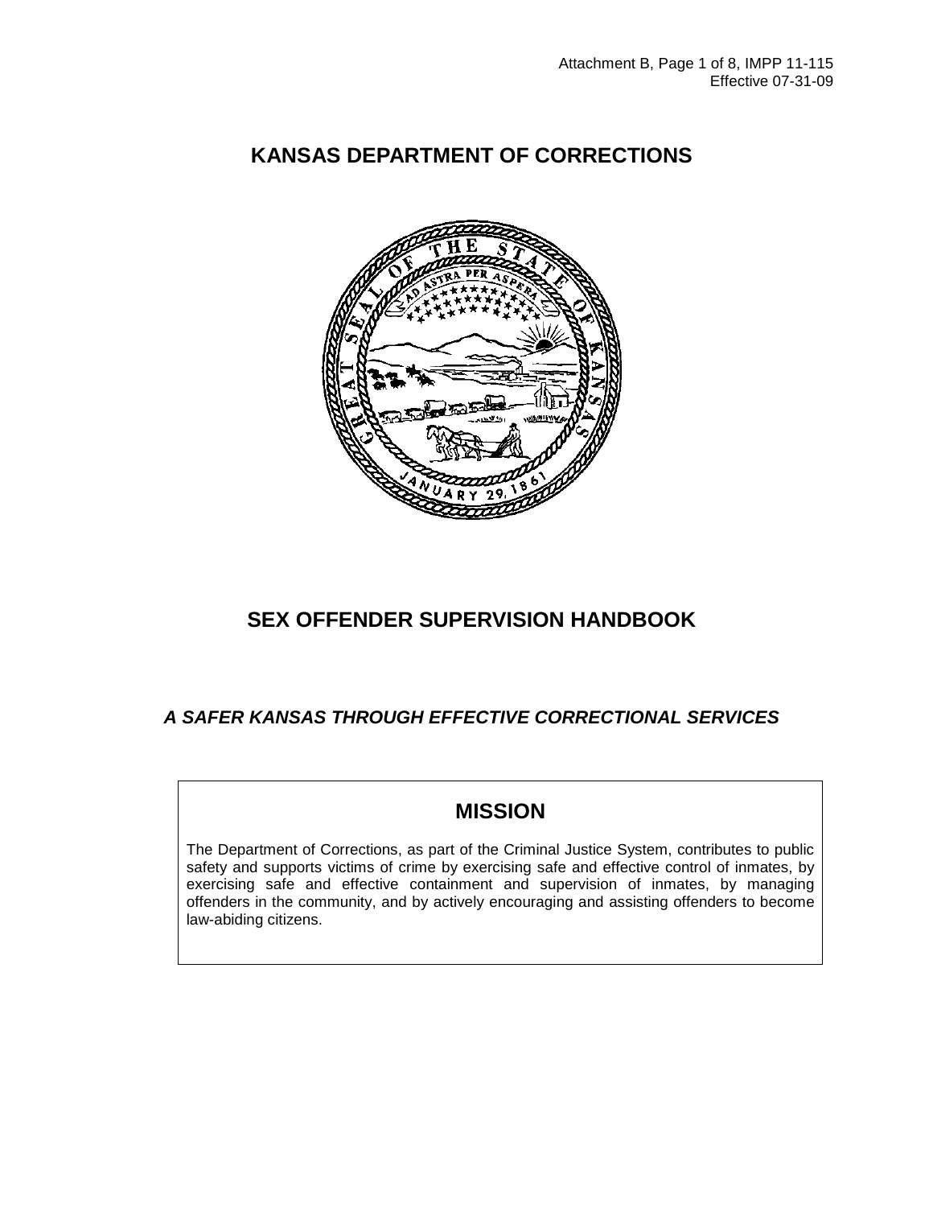# KANSAS DEPARTMENT OF CORRECTIONS

# SEX OFFENDER SUPERVISION HANDBOOK

***A SAFER KANSAS THROUGH EFFECTIVE CORRECTIONAL SERVICES***

## MISSION

The Department of Corrections, as part of the Criminal Justice System, contributes to public safety and supports victims of crime by exercising safe and effective control of inmates, by exercising safe and effective containment and supervision of inmates, by managing offenders in the community, and by actively encouraging and assisting offenders to become law-abiding citizens.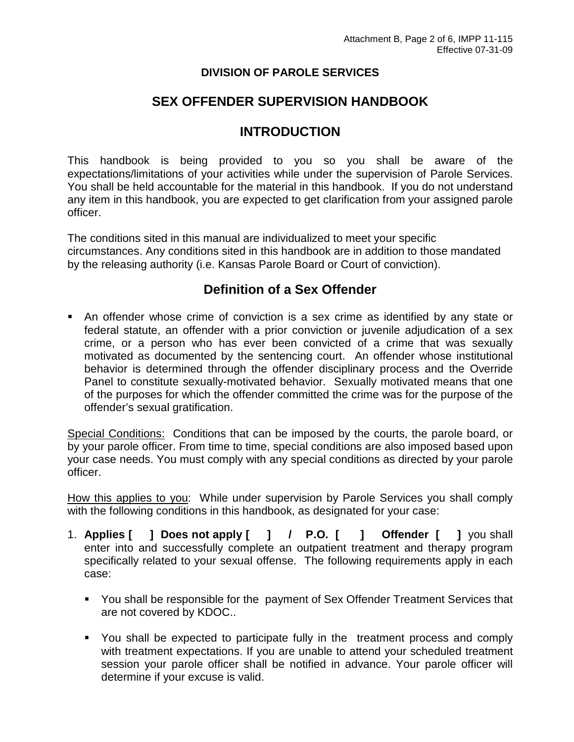## DIVISION OF PAROLE SERVICES

# SEX OFFENDER SUPERVISION HANDBOOK

## INTRODUCTION

This handbook is being provided to you so you shall be aware of the expectations/limitations of your activities while under the supervision of Parole Services. You shall be held accountable for the material in this handbook. If you do not understand any item in this handbook, you are expected to get clarification from your assigned parole officer.

The conditions sited in this manual are individualized to meet your specific circumstances. Any conditions sited in this handbook are in addition to those mandated by the releasing authority (i.e. Kansas Parole Board or Court of conviction).

## Definition of a Sex Offender

- An offender whose crime of conviction is a sex crime as identified by any state or federal statute, an offender with a prior conviction or juvenile adjudication of a sex crime, or a person who has ever been convicted of a crime that was sexually motivated as documented by the sentencing court. An offender whose institutional behavior is determined through the offender disciplinary process and the Override Panel to constitute sexually-motivated behavior. Sexually motivated means that one of the purposes for which the offender committed the crime was for the purpose of the offender's sexual gratification.

<u>Special Conditions:</u> Conditions that can be imposed by the courts, the parole board, or by your parole officer. From time to time, special conditions are also imposed based upon your case needs. You must comply with any special conditions as directed by your parole officer.

<u>How this applies to you</u>: While under supervision by Parole Services you shall comply with the following conditions in this handbook, as designated for your case:

1. **Applies [ ] Does not apply [ ] / P.O. [ ] Offender [ ]** you shall enter into and successfully complete an outpatient treatment and therapy program specifically related to your sexual offense. The following requirements apply in each case:

   - You shall be responsible for the payment of Sex Offender Treatment Services that are not covered by KDOC..

   - You shall be expected to participate fully in the treatment process and comply with treatment expectations. If you are unable to attend your scheduled treatment session your parole officer shall be notified in advance. Your parole officer will determine if your excuse is valid.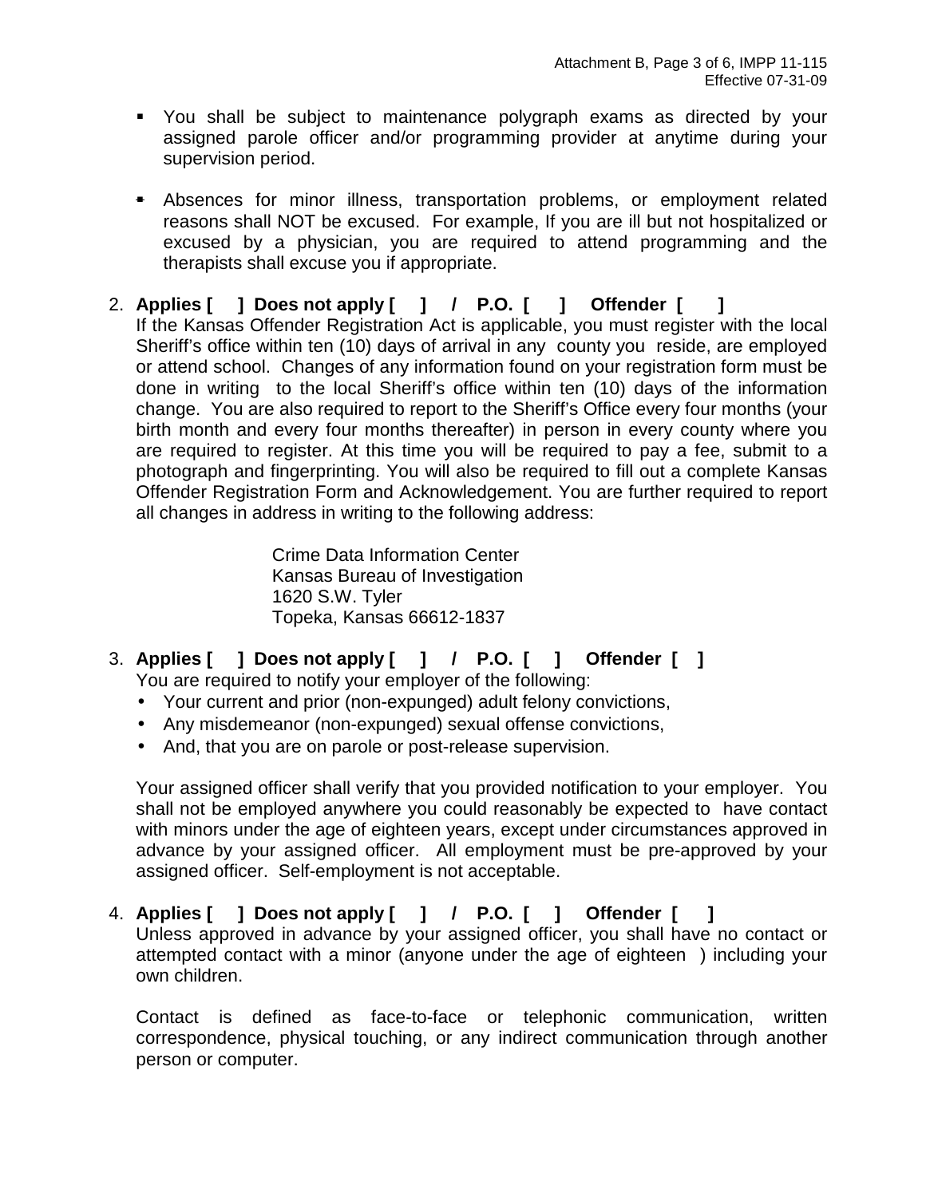- You shall be subject to maintenance polygraph exams as directed by your assigned parole officer and/or programming provider at anytime during your supervision period.

- Absences for minor illness, transportation problems, or employment related reasons shall NOT be excused. For example, If you are ill but not hospitalized or excused by a physician, you are required to attend programming and the therapists shall excuse you if appropriate.

2. **Applies [ ] Does not apply [ ] / P.O. [ ] Offender [ ]**
   If the Kansas Offender Registration Act is applicable, you must register with the local Sheriff's office within ten (10) days of arrival in any county you reside, are employed or attend school. Changes of any information found on your registration form must be done in writing to the local Sheriff's office within ten (10) days of the information change. You are also required to report to the Sheriff's Office every four months (your birth month and every four months thereafter) in person in every county where you are required to register. At this time you will be required to pay a fee, submit to a photograph and fingerprinting. You will also be required to fill out a complete Kansas Offender Registration Form and Acknowledgement. You are further required to report all changes in address in writing to the following address:

   Crime Data Information Center
   Kansas Bureau of Investigation
   1620 S.W. Tyler
   Topeka, Kansas 66612-1837

3. **Applies [ ] Does not apply [ ] / P.O. [ ] Offender [ ]**
   You are required to notify your employer of the following:
   - Your current and prior (non-expunged) adult felony convictions,
   - Any misdemeanor (non-expunged) sexual offense convictions,
   - And, that you are on parole or post-release supervision.

   Your assigned officer shall verify that you provided notification to your employer. You shall not be employed anywhere you could reasonably be expected to have contact with minors under the age of eighteen years, except under circumstances approved in advance by your assigned officer. All employment must be pre-approved by your assigned officer. Self-employment is not acceptable.

4. **Applies [ ] Does not apply [ ] / P.O. [ ] Offender [ ]**
   Unless approved in advance by your assigned officer, you shall have no contact or attempted contact with a minor (anyone under the age of eighteen ) including your own children.

   Contact is defined as face-to-face or telephonic communication, written correspondence, physical touching, or any indirect communication through another person or computer.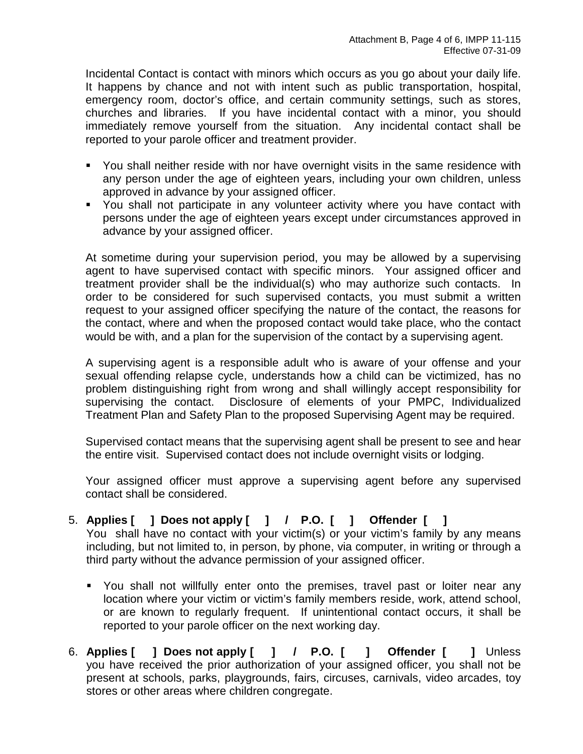Incidental Contact is contact with minors which occurs as you go about your daily life. It happens by chance and not with intent such as public transportation, hospital, emergency room, doctor's office, and certain community settings, such as stores, churches and libraries. If you have incidental contact with a minor, you should immediately remove yourself from the situation. Any incidental contact shall be reported to your parole officer and treatment provider.

- You shall neither reside with nor have overnight visits in the same residence with any person under the age of eighteen years, including your own children, unless approved in advance by your assigned officer.
- You shall not participate in any volunteer activity where you have contact with persons under the age of eighteen years except under circumstances approved in advance by your assigned officer.

At sometime during your supervision period, you may be allowed by a supervising agent to have supervised contact with specific minors. Your assigned officer and treatment provider shall be the individual(s) who may authorize such contacts. In order to be considered for such supervised contacts, you must submit a written request to your assigned officer specifying the nature of the contact, the reasons for the contact, where and when the proposed contact would take place, who the contact would be with, and a plan for the supervision of the contact by a supervising agent.

A supervising agent is a responsible adult who is aware of your offense and your sexual offending relapse cycle, understands how a child can be victimized, has no problem distinguishing right from wrong and shall willingly accept responsibility for supervising the contact. Disclosure of elements of your PMPC, Individualized Treatment Plan and Safety Plan to the proposed Supervising Agent may be required.

Supervised contact means that the supervising agent shall be present to see and hear the entire visit. Supervised contact does not include overnight visits or lodging.

Your assigned officer must approve a supervising agent before any supervised contact shall be considered.

5. **Applies [ ] Does not apply [ ] / P.O. [ ] Offender [ ]**
   You shall have no contact with your victim(s) or your victim's family by any means including, but not limited to, in person, by phone, via computer, in writing or through a third party without the advance permission of your assigned officer.

   - You shall not willfully enter onto the premises, travel past or loiter near any location where your victim or victim's family members reside, work, attend school, or are known to regularly frequent. If unintentional contact occurs, it shall be reported to your parole officer on the next working day.

6. **Applies [ ] Does not apply [ ] / P.O. [ ] Offender [ ]** Unless you have received the prior authorization of your assigned officer, you shall not be present at schools, parks, playgrounds, fairs, circuses, carnivals, video arcades, toy stores or other areas where children congregate.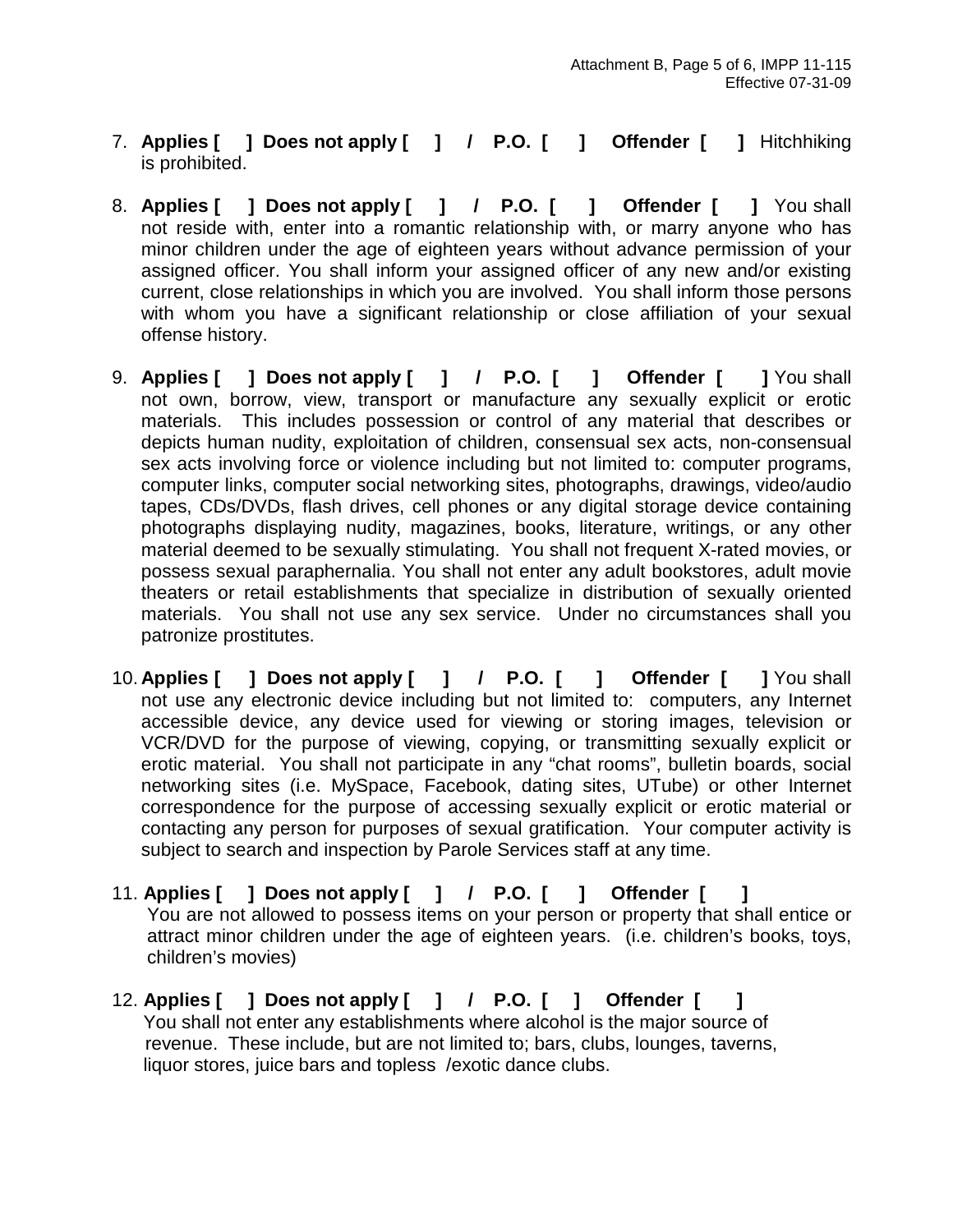7. **Applies [ ] Does not apply [ ] / P.O. [ ] Offender [ ]** Hitchhiking is prohibited.

8. **Applies [ ] Does not apply [ ] / P.O. [ ] Offender [ ]** You shall not reside with, enter into a romantic relationship with, or marry anyone who has minor children under the age of eighteen years without advance permission of your assigned officer. You shall inform your assigned officer of any new and/or existing current, close relationships in which you are involved. You shall inform those persons with whom you have a significant relationship or close affiliation of your sexual offense history.

9. **Applies [ ] Does not apply [ ] / P.O. [ ] Offender [ ]** You shall not own, borrow, view, transport or manufacture any sexually explicit or erotic materials. This includes possession or control of any material that describes or depicts human nudity, exploitation of children, consensual sex acts, non-consensual sex acts involving force or violence including but not limited to: computer programs, computer links, computer social networking sites, photographs, drawings, video/audio tapes, CDs/DVDs, flash drives, cell phones or any digital storage device containing photographs displaying nudity, magazines, books, literature, writings, or any other material deemed to be sexually stimulating. You shall not frequent X-rated movies, or possess sexual paraphernalia. You shall not enter any adult bookstores, adult movie theaters or retail establishments that specialize in distribution of sexually oriented materials. You shall not use any sex service. Under no circumstances shall you patronize prostitutes.

10. **Applies [ ] Does not apply [ ] / P.O. [ ] Offender [ ]** You shall not use any electronic device including but not limited to: computers, any Internet accessible device, any device used for viewing or storing images, television or VCR/DVD for the purpose of viewing, copying, or transmitting sexually explicit or erotic material. You shall not participate in any "chat rooms", bulletin boards, social networking sites (i.e. MySpace, Facebook, dating sites, UTube) or other Internet correspondence for the purpose of accessing sexually explicit or erotic material or contacting any person for purposes of sexual gratification. Your computer activity is subject to search and inspection by Parole Services staff at any time.

11. **Applies [ ] Does not apply [ ] / P.O. [ ] Offender [ ]** You are not allowed to possess items on your person or property that shall entice or attract minor children under the age of eighteen years. (i.e. children's books, toys, children's movies)

12. **Applies [ ] Does not apply [ ] / P.O. [ ] Offender [ ]** You shall not enter any establishments where alcohol is the major source of revenue. These include, but are not limited to; bars, clubs, lounges, taverns, liquor stores, juice bars and topless /exotic dance clubs.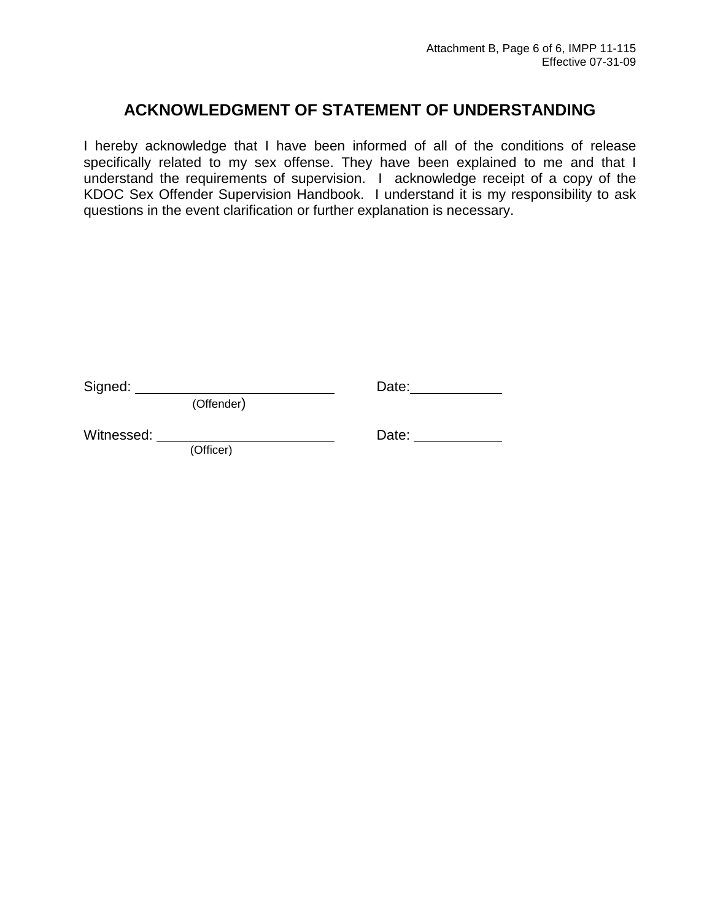## ACKNOWLEDGMENT OF STATEMENT OF UNDERSTANDING

I hereby acknowledge that I have been informed of all of the conditions of release specifically related to my sex offense. They have been explained to me and that I understand the requirements of supervision. I acknowledge receipt of a copy of the KDOC Sex Offender Supervision Handbook. I understand it is my responsibility to ask questions in the event clarification or further explanation is necessary.

Signed: ____________________________ Date: ____________
(Offender)

Witnessed: __________________________ Date: ____________
(Officer)